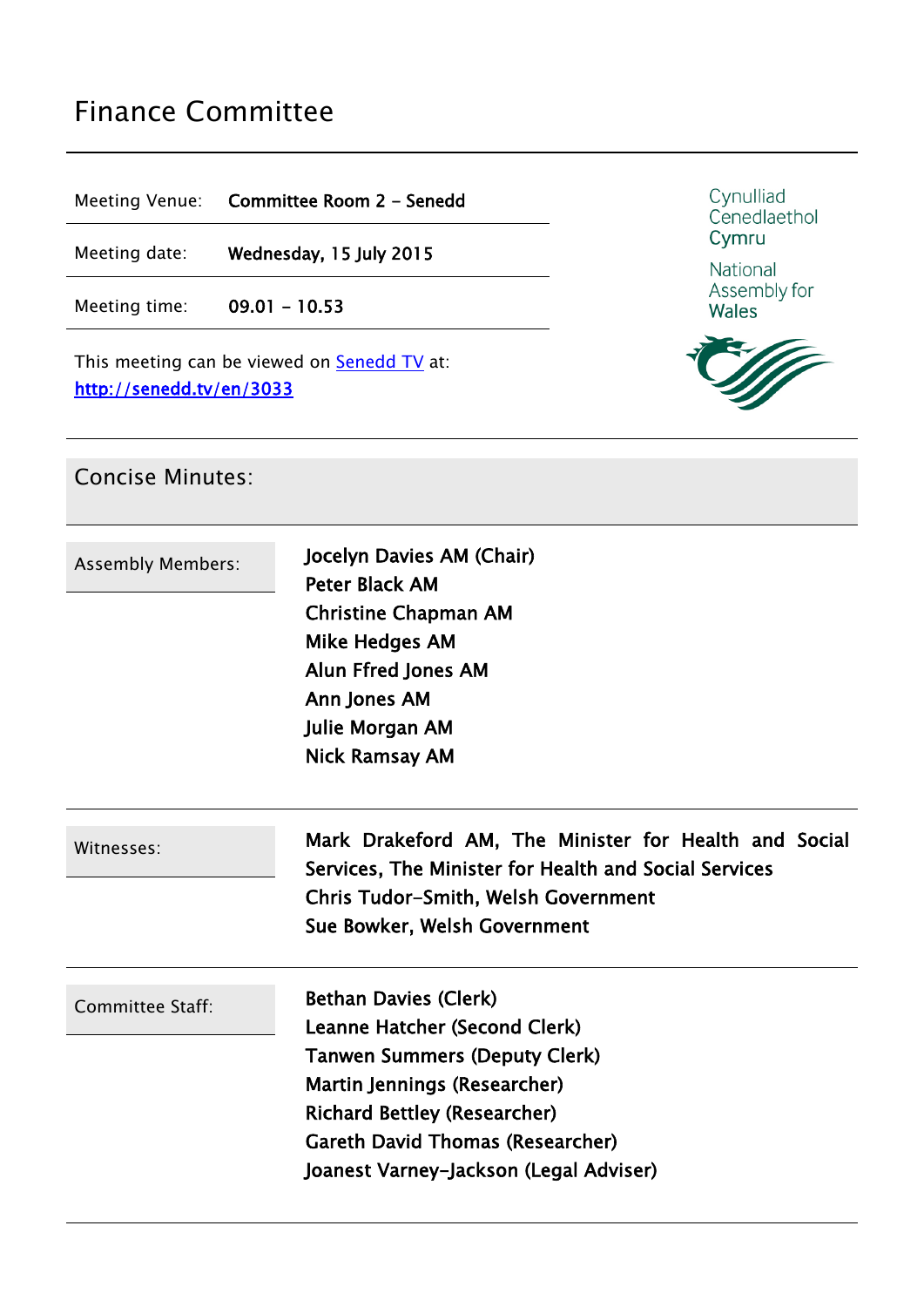# Finance Committee

| | |
|---|---|
| Meeting Venue: | **Committee Room 2 – Senedd** |
| Meeting date: | **Wednesday, 15 July 2015** |
| Meeting time: | **09.01 – 10.53** |

Cynulliad Cenedlaethol Cymru

National Assembly for Wales

This meeting can be viewed on [Senedd TV](http://senedd.tv/en/3033) at:
[http://senedd.tv/en/3033](http://senedd.tv/en/3033)

## Concise Minutes:

| | |
|---|---|
| Assembly Members: | **Jocelyn Davies AM (Chair)**<br>**Peter Black AM**<br>**Christine Chapman AM**<br>**Mike Hedges AM**<br>**Alun Ffred Jones AM**<br>**Ann Jones AM**<br>**Julie Morgan AM**<br>**Nick Ramsay AM** |
| Witnesses: | **Mark Drakeford AM, The Minister for Health and Social Services, The Minister for Health and Social Services**<br>**Chris Tudor-Smith, Welsh Government**<br>**Sue Bowker, Welsh Government** |
| Committee Staff: | **Bethan Davies (Clerk)**<br>**Leanne Hatcher (Second Clerk)**<br>**Tanwen Summers (Deputy Clerk)**<br>**Martin Jennings (Researcher)**<br>**Richard Bettley (Researcher)**<br>**Gareth David Thomas (Researcher)**<br>**Joanest Varney-Jackson (Legal Adviser)** |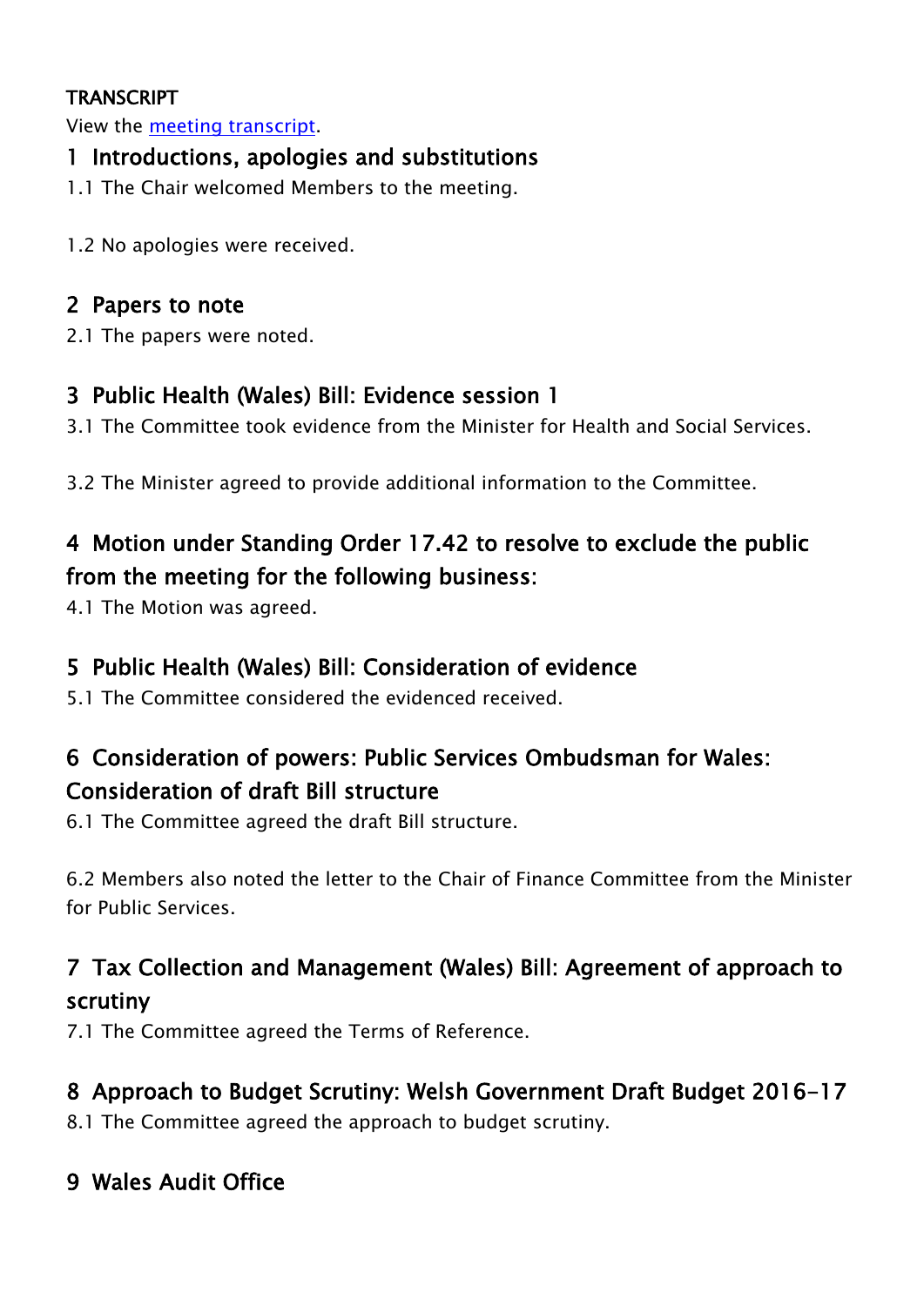**TRANSCRIPT**

View the [meeting transcript](meeting transcript).

## 1 Introductions, apologies and substitutions

1.1 The Chair welcomed Members to the meeting.

1.2 No apologies were received.

## 2 Papers to note

2.1 The papers were noted.

## 3 Public Health (Wales) Bill: Evidence session 1

3.1 The Committee took evidence from the Minister for Health and Social Services.

3.2 The Minister agreed to provide additional information to the Committee.

## 4 Motion under Standing Order 17.42 to resolve to exclude the public from the meeting for the following business:

4.1 The Motion was agreed.

## 5 Public Health (Wales) Bill: Consideration of evidence

5.1 The Committee considered the evidenced received.

## 6 Consideration of powers: Public Services Ombudsman for Wales: Consideration of draft Bill structure

6.1 The Committee agreed the draft Bill structure.

6.2 Members also noted the letter to the Chair of Finance Committee from the Minister for Public Services.

## 7 Tax Collection and Management (Wales) Bill: Agreement of approach to scrutiny

7.1 The Committee agreed the Terms of Reference.

## 8 Approach to Budget Scrutiny: Welsh Government Draft Budget 2016-17

8.1 The Committee agreed the approach to budget scrutiny.

## 9 Wales Audit Office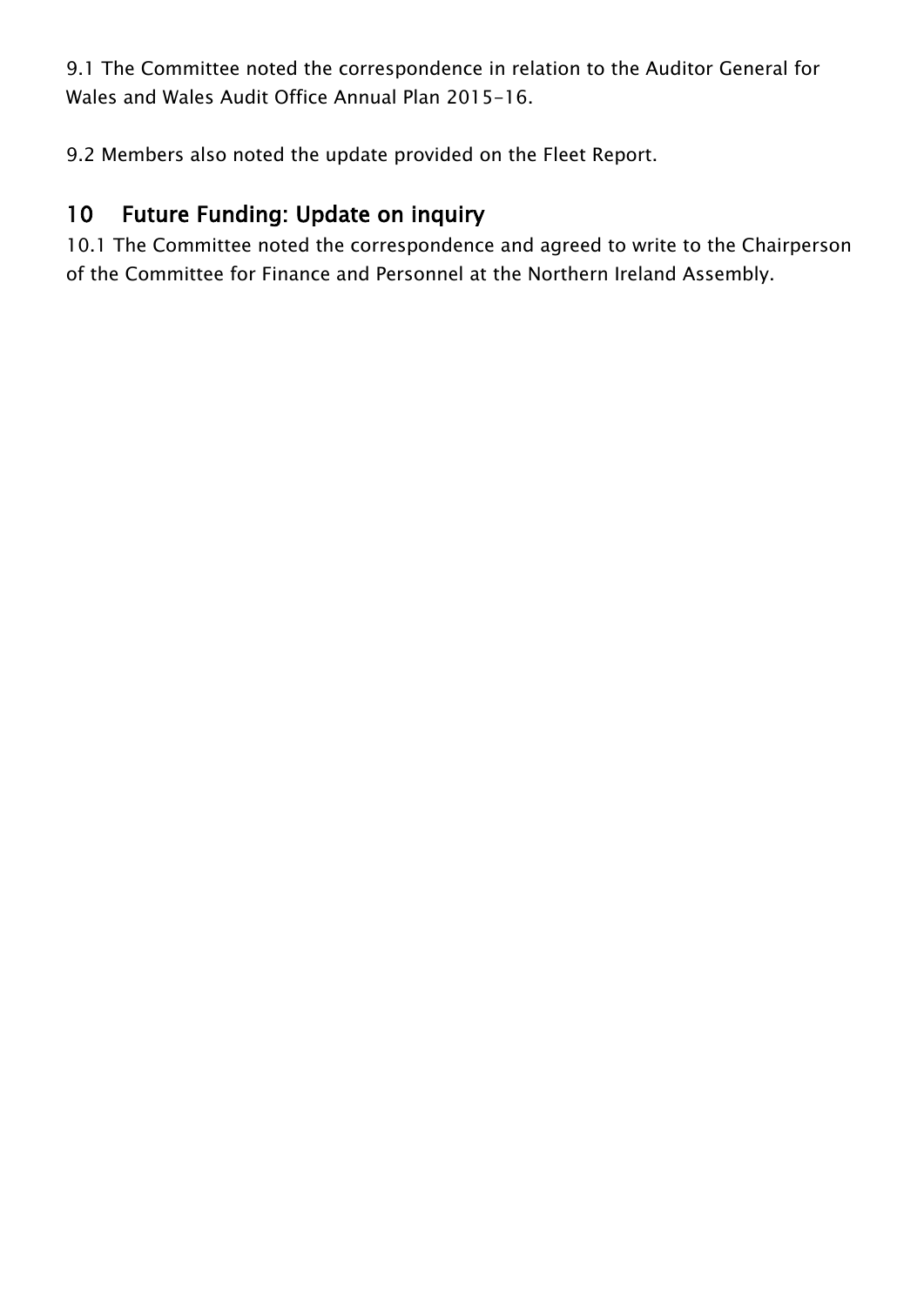9.1 The Committee noted the correspondence in relation to the Auditor General for Wales and Wales Audit Office Annual Plan 2015-16.

9.2 Members also noted the update provided on the Fleet Report.

## 10 Future Funding: Update on inquiry

10.1 The Committee noted the correspondence and agreed to write to the Chairperson of the Committee for Finance and Personnel at the Northern Ireland Assembly.